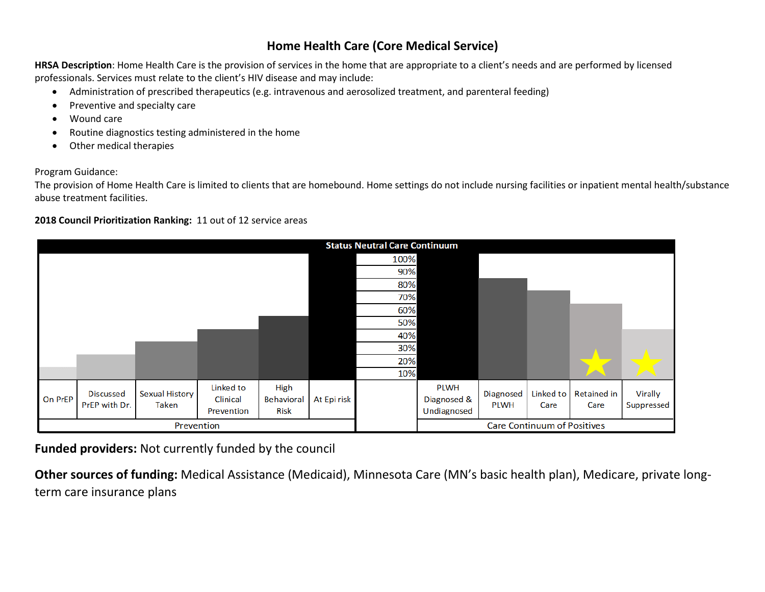# Home Health Care (Core Medical Service)

**HRSA Description**: Home Health Care is the provision of services in the home that are appropriate to a client's needs and are performed by licensed professionals. Services must relate to the client's HIV disease and may include:

- Administration of prescribed therapeutics (e.g. intravenous and aerosolized treatment, and parenteral feeding)
- Preventive and specialty care
- Wound care
- Routine diagnostics testing administered in the home
- Other medical therapies

Program Guidance:
The provision of Home Health Care is limited to clients that are homebound. Home settings do not include nursing facilities or inpatient mental health/substance abuse treatment facilities.

**2018 Council Prioritization Ranking:** 11 out of 12 service areas

Status Neutral Care Continuum

100%
90%
80%
70%
60%
50%
40%
30%
20%
10%

| On PrEP | Discussed PrEP with Dr. | Sexual History Taken | Linked to Clinical Prevention | High Behavioral Risk | At Epi risk | | PLWH Diagnosed & Undiagnosed | Diagnosed PLWH | Linked to Care | Retained in Care | Virally Suppressed |
|---|---|---|---|---|---|---|---|---|---|---|---|
| Prevention | | | | | | | Care Continuum of Positives | | | | |

**Funded providers:** Not currently funded by the council

**Other sources of funding:** Medical Assistance (Medicaid), Minnesota Care (MN's basic health plan), Medicare, private long-term care insurance plans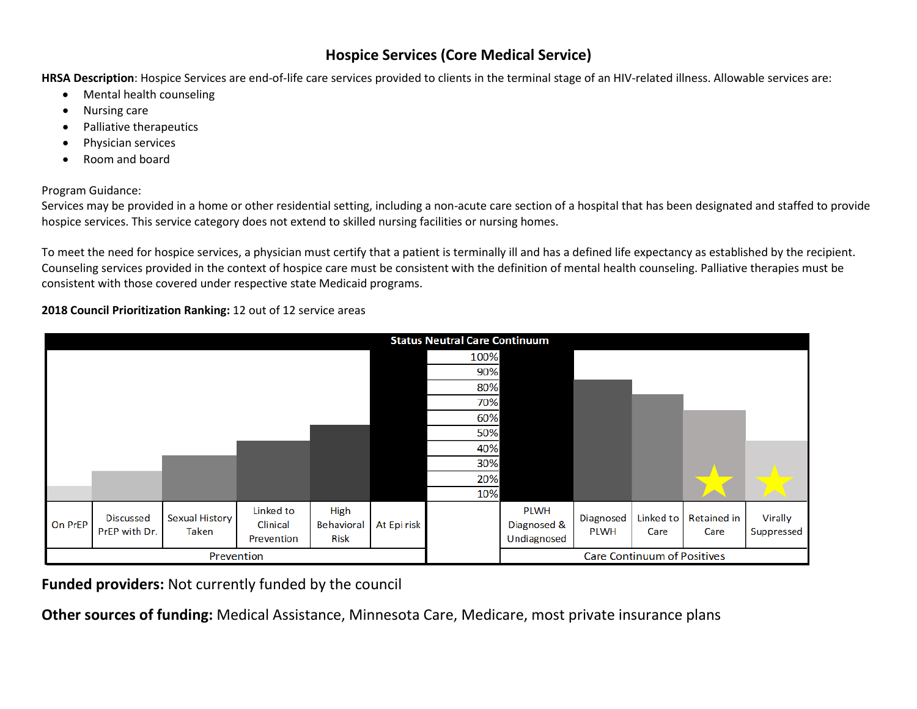# Hospice Services (Core Medical Service)

**HRSA Description**: Hospice Services are end-of-life care services provided to clients in the terminal stage of an HIV-related illness. Allowable services are:

- Mental health counseling
- Nursing care
- Palliative therapeutics
- Physician services
- Room and board

Program Guidance:
Services may be provided in a home or other residential setting, including a non-acute care section of a hospital that has been designated and staffed to provide hospice services. This service category does not extend to skilled nursing facilities or nursing homes.

To meet the need for hospice services, a physician must certify that a patient is terminally ill and has a defined life expectancy as established by the recipient. Counseling services provided in the context of hospice care must be consistent with the definition of mental health counseling. Palliative therapies must be consistent with those covered under respective state Medicaid programs.

**2018 Council Prioritization Ranking:** 12 out of 12 service areas

**Status Neutral Care Continuum**

| Prevention | | | | | | | Care Continuum of Positives | | | | |
|---|---|---|---|---|---|---|---|---|---|---|---|
| On PrEP | Discussed PrEP with Dr. | Sexual History Taken | Linked to Clinical Prevention | High Behavioral Risk | At Epi risk | | PLWH Diagnosed & Undiagnosed | Diagnosed PLWH | Linked to Care | Retained in Care | Virally Suppressed |

**Funded providers:** Not currently funded by the council

**Other sources of funding:** Medical Assistance, Minnesota Care, Medicare, most private insurance plans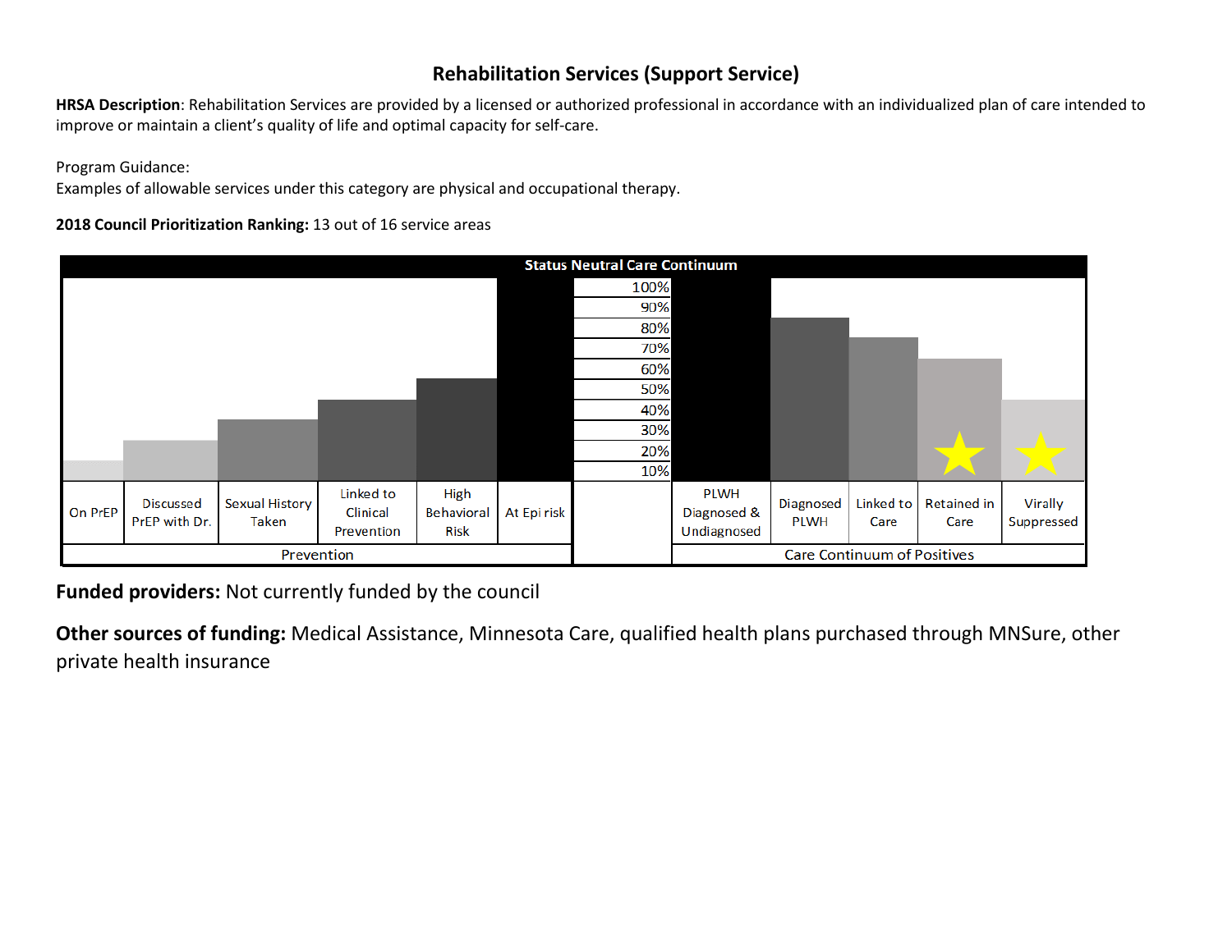## Rehabilitation Services (Support Service)

**HRSA Description**: Rehabilitation Services are provided by a licensed or authorized professional in accordance with an individualized plan of care intended to improve or maintain a client's quality of life and optimal capacity for self-care.

Program Guidance:
Examples of allowable services under this category are physical and occupational therapy.

**2018 Council Prioritization Ranking:** 13 out of 16 service areas

**Status Neutral Care Continuum**

| Prevention | | | | | | | Care Continuum of Positives | | | | |
|---|---|---|---|---|---|---|---|---|---|---|---|
| On PrEP | Discussed PrEP with Dr. | Sexual History Taken | Linked to Clinical Prevention | High Behavioral Risk | At Epi risk | | PLWH Diagnosed & Undiagnosed | Diagnosed PLWH | Linked to Care | Retained in Care | Virally Suppressed |

**Funded providers:** Not currently funded by the council

**Other sources of funding:** Medical Assistance, Minnesota Care, qualified health plans purchased through MNSure, other private health insurance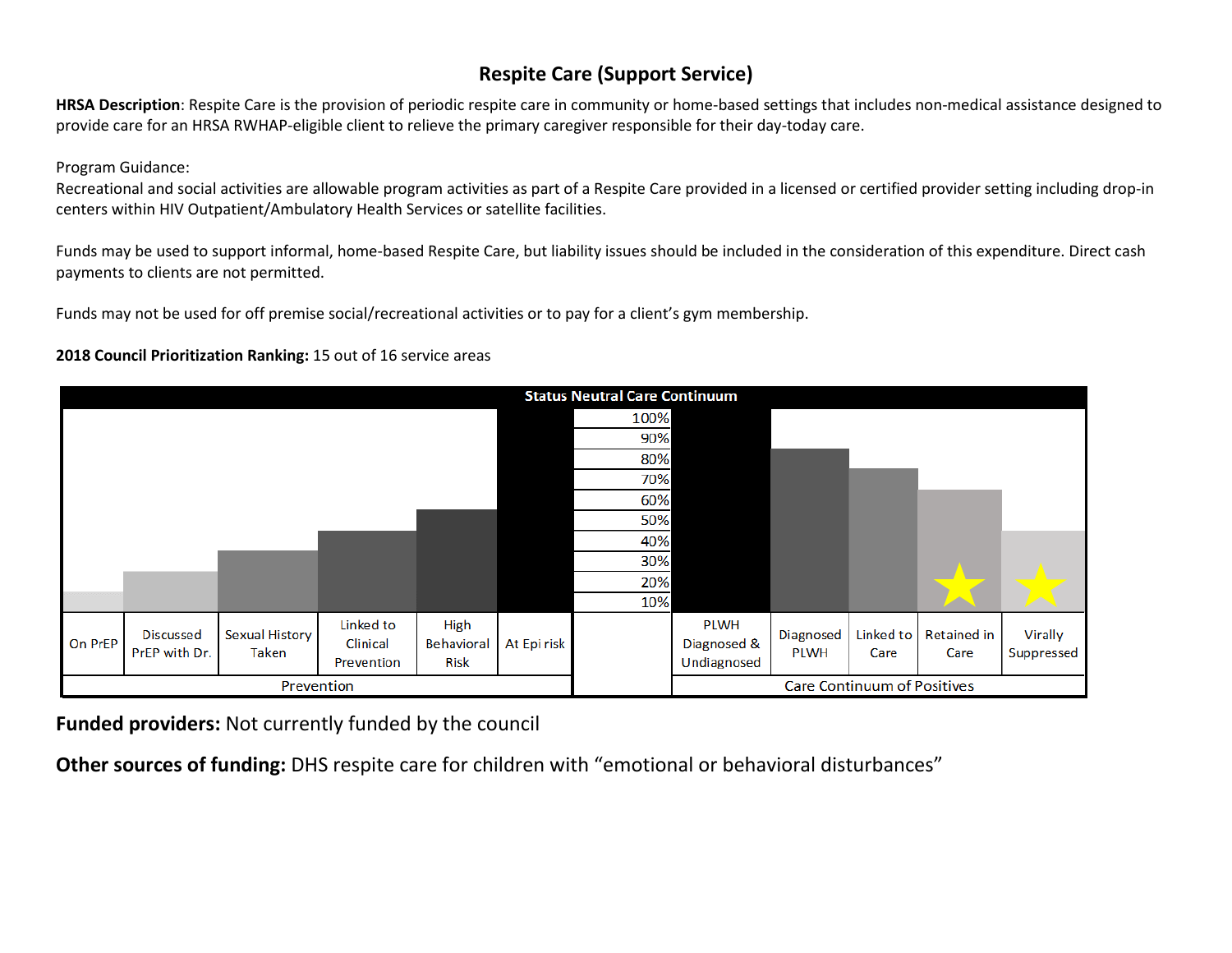# Respite Care (Support Service)

**HRSA Description**: Respite Care is the provision of periodic respite care in community or home-based settings that includes non-medical assistance designed to provide care for an HRSA RWHAP-eligible client to relieve the primary caregiver responsible for their day-today care.

Program Guidance:
Recreational and social activities are allowable program activities as part of a Respite Care provided in a licensed or certified provider setting including drop-in centers within HIV Outpatient/Ambulatory Health Services or satellite facilities.

Funds may be used to support informal, home-based Respite Care, but liability issues should be included in the consideration of this expenditure. Direct cash payments to clients are not permitted.

Funds may not be used for off premise social/recreational activities or to pay for a client's gym membership.

**2018 Council Prioritization Ranking:** 15 out of 16 service areas

**Status Neutral Care Continuum**

| Prevention | | | | | | | Care Continuum of Positives | | | | |
|---|---|---|---|---|---|---|---|---|---|---|---|
| On PrEP | Discussed PrEP with Dr. | Sexual History Taken | Linked to Clinical Prevention | High Behavioral Risk | At Epi risk | | PLWH Diagnosed & Undiagnosed | Diagnosed PLWH | Linked to Care | Retained in Care ★ | Virally Suppressed ★ |

**Funded providers:** Not currently funded by the council

**Other sources of funding:** DHS respite care for children with "emotional or behavioral disturbances"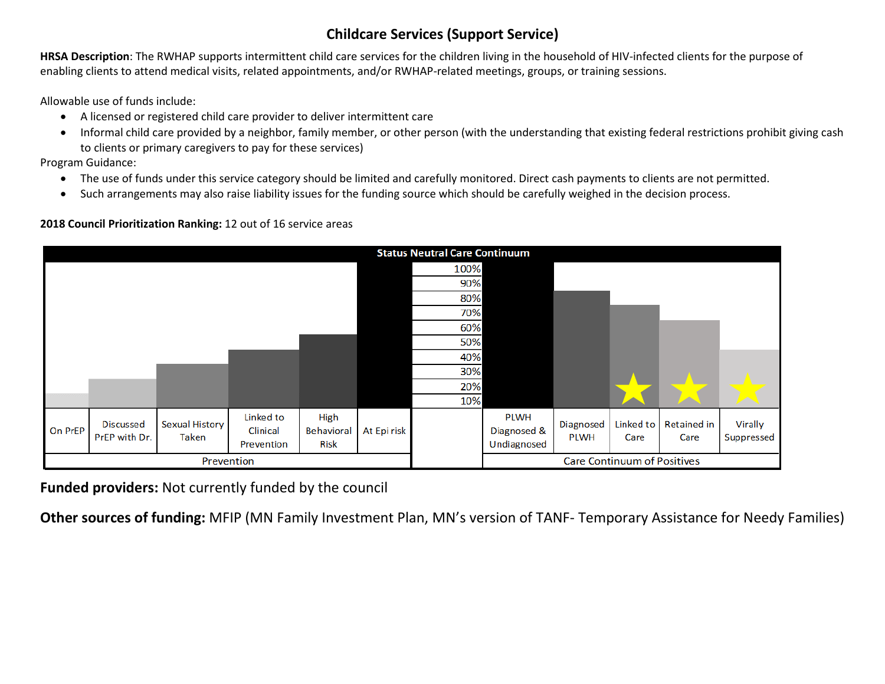## Childcare Services (Support Service)

**HRSA Description**: The RWHAP supports intermittent child care services for the children living in the household of HIV-infected clients for the purpose of enabling clients to attend medical visits, related appointments, and/or RWHAP-related meetings, groups, or training sessions.

Allowable use of funds include:

- A licensed or registered child care provider to deliver intermittent care
- Informal child care provided by a neighbor, family member, or other person (with the understanding that existing federal restrictions prohibit giving cash to clients or primary caregivers to pay for these services)

Program Guidance:

- The use of funds under this service category should be limited and carefully monitored. Direct cash payments to clients are not permitted.
- Such arrangements may also raise liability issues for the funding source which should be carefully weighed in the decision process.

**2018 Council Prioritization Ranking:** 12 out of 16 service areas

Status Neutral Care Continuum

100%
90%
80%
70%
60%
50%
40%
30%
20%
10%

On PrEP
Discussed PrEP with Dr.
Sexual History Taken
Linked to Clinical Prevention
High Behavioral Risk
At Epi risk
Prevention

PLWH Diagnosed & Undiagnosed
Diagnosed PLWH
Linked to Care
Retained in Care
Virally Suppressed
Care Continuum of Positives

**Funded providers:** Not currently funded by the council

**Other sources of funding:** MFIP (MN Family Investment Plan, MN's version of TANF- Temporary Assistance for Needy Families)